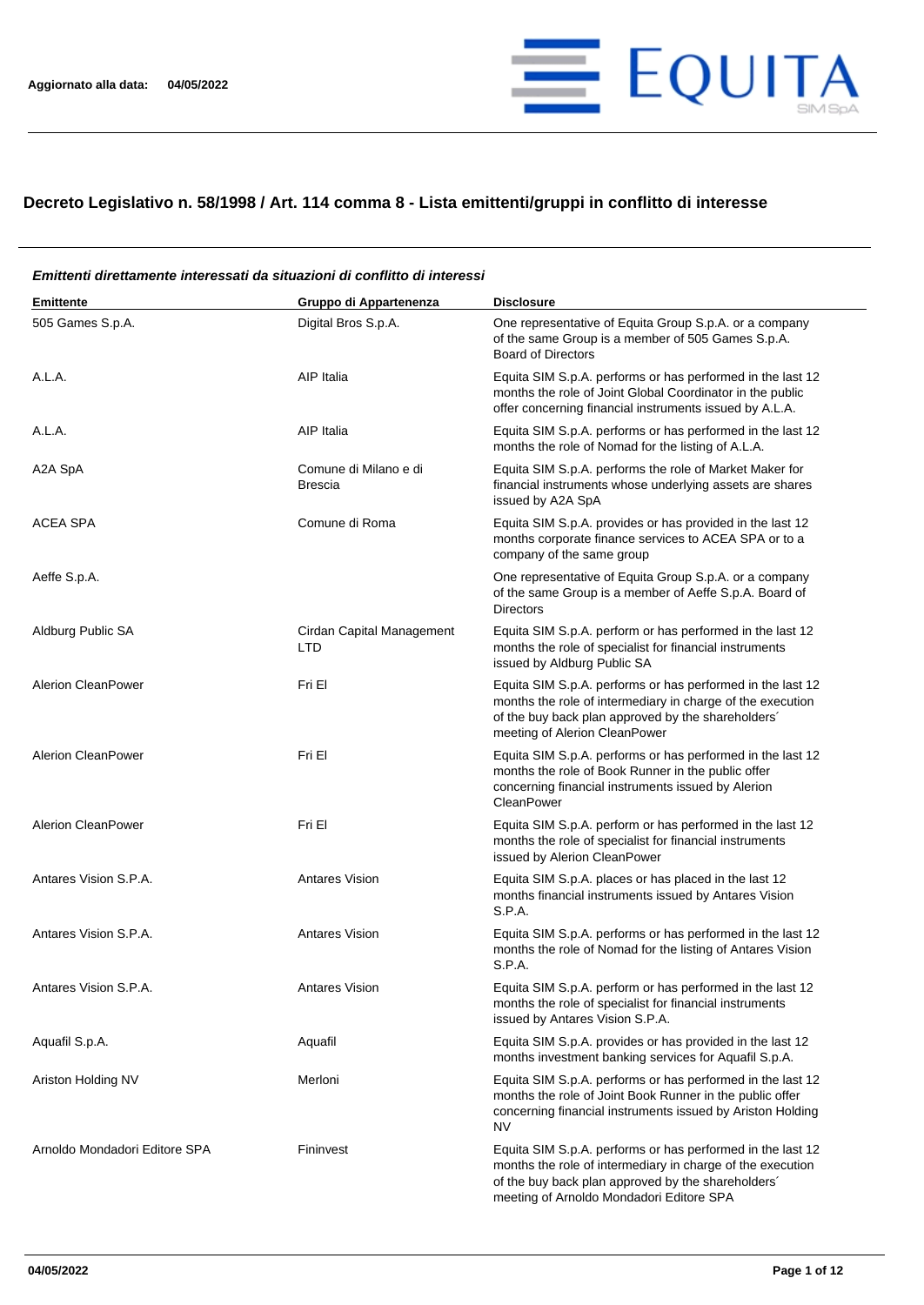Aggiornato alla data: 04/05/2022

# Decreto Legislativo n. 58/1998 / Art. 114 comma 8 - Lista emittenti/gruppi in conflitto di interesse

***Emittenti direttamente interessati da situazioni di conflitto di interessi***

| Emittente | Gruppo di Appartenenza | Disclosure |
|---|---|---|
| 505 Games S.p.A. | Digital Bros S.p.A. | One representative of Equita Group S.p.A. or a company of the same Group is a member of 505 Games S.p.A. Board of Directors |
| A.L.A. | AIP Italia | Equita SIM S.p.A. performs or has performed in the last 12 months the role of Joint Global Coordinator in the public offer concerning financial instruments issued by A.L.A. |
| A.L.A. | AIP Italia | Equita SIM S.p.A. performs or has performed in the last 12 months the role of Nomad for the listing of A.L.A. |
| A2A SpA | Comune di Milano e di Brescia | Equita SIM S.p.A. performs the role of Market Maker for financial instruments whose underlying assets are shares issued by A2A SpA |
| ACEA SPA | Comune di Roma | Equita SIM S.p.A. provides or has provided in the last 12 months corporate finance services to ACEA SPA or to a company of the same group |
| Aeffe S.p.A. | | One representative of Equita Group S.p.A. or a company of the same Group is a member of Aeffe S.p.A. Board of Directors |
| Aldburg Public SA | Cirdan Capital Management LTD | Equita SIM S.p.A. perform or has performed in the last 12 months the role of specialist for financial instruments issued by Aldburg Public SA |
| Alerion CleanPower | Fri El | Equita SIM S.p.A. performs or has performed in the last 12 months the role of intermediary in charge of the execution of the buy back plan approved by the shareholders´ meeting of Alerion CleanPower |
| Alerion CleanPower | Fri El | Equita SIM S.p.A. performs or has performed in the last 12 months the role of Book Runner in the public offer concerning financial instruments issued by Alerion CleanPower |
| Alerion CleanPower | Fri El | Equita SIM S.p.A. perform or has performed in the last 12 months the role of specialist for financial instruments issued by Alerion CleanPower |
| Antares Vision S.P.A. | Antares Vision | Equita SIM S.p.A. places or has placed in the last 12 months financial instruments issued by Antares Vision S.P.A. |
| Antares Vision S.P.A. | Antares Vision | Equita SIM S.p.A. performs or has performed in the last 12 months the role of Nomad for the listing of Antares Vision S.P.A. |
| Antares Vision S.P.A. | Antares Vision | Equita SIM S.p.A. perform or has performed in the last 12 months the role of specialist for financial instruments issued by Antares Vision S.P.A. |
| Aquafil S.p.A. | Aquafil | Equita SIM S.p.A. provides or has provided in the last 12 months investment banking services for Aquafil S.p.A. |
| Ariston Holding NV | Merloni | Equita SIM S.p.A. performs or has performed in the last 12 months the role of Joint Book Runner in the public offer concerning financial instruments issued by Ariston Holding NV |
| Arnoldo Mondadori Editore SPA | Fininvest | Equita SIM S.p.A. performs or has performed in the last 12 months the role of intermediary in charge of the execution of the buy back plan approved by the shareholders´ meeting of Arnoldo Mondadori Editore SPA |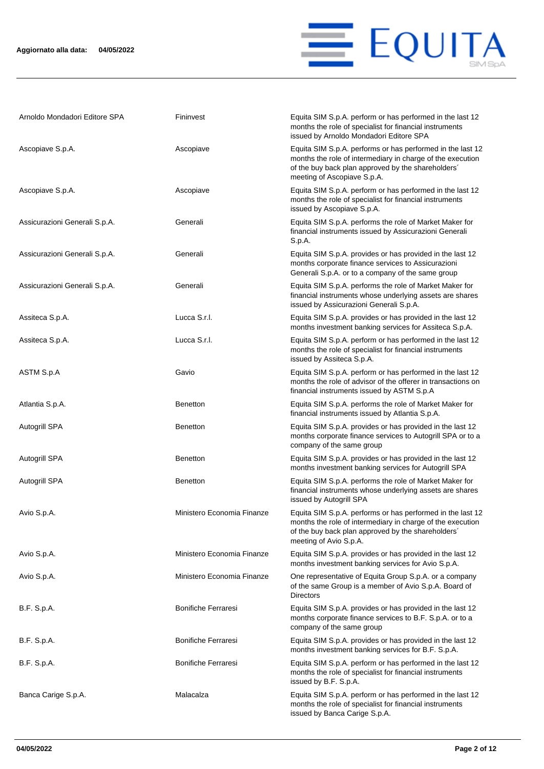| | | |
|---|---|---|
| Arnoldo Mondadori Editore SPA | Fininvest | Equita SIM S.p.A. perform or has performed in the last 12 months the role of specialist for financial instruments issued by Arnoldo Mondadori Editore SPA |
| Ascopiave S.p.A. | Ascopiave | Equita SIM S.p.A. performs or has performed in the last 12 months the role of intermediary in charge of the execution of the buy back plan approved by the shareholders´ meeting of Ascopiave S.p.A. |
| Ascopiave S.p.A. | Ascopiave | Equita SIM S.p.A. perform or has performed in the last 12 months the role of specialist for financial instruments issued by Ascopiave S.p.A. |
| Assicurazioni Generali S.p.A. | Generali | Equita SIM S.p.A. performs the role of Market Maker for financial instruments issued by Assicurazioni Generali S.p.A. |
| Assicurazioni Generali S.p.A. | Generali | Equita SIM S.p.A. provides or has provided in the last 12 months corporate finance services to Assicurazioni Generali S.p.A. or to a company of the same group |
| Assicurazioni Generali S.p.A. | Generali | Equita SIM S.p.A. performs the role of Market Maker for financial instruments whose underlying assets are shares issued by Assicurazioni Generali S.p.A. |
| Assiteca S.p.A. | Lucca S.r.l. | Equita SIM S.p.A. provides or has provided in the last 12 months investment banking services for Assiteca S.p.A. |
| Assiteca S.p.A. | Lucca S.r.l. | Equita SIM S.p.A. perform or has performed in the last 12 months the role of specialist for financial instruments issued by Assiteca S.p.A. |
| ASTM S.p.A | Gavio | Equita SIM S.p.A. perform or has performed in the last 12 months the role of advisor of the offerer in transactions on financial instruments issued by ASTM S.p.A |
| Atlantia S.p.A. | Benetton | Equita SIM S.p.A. performs the role of Market Maker for financial instruments issued by Atlantia S.p.A. |
| Autogrill SPA | Benetton | Equita SIM S.p.A. provides or has provided in the last 12 months corporate finance services to Autogrill SPA or to a company of the same group |
| Autogrill SPA | Benetton | Equita SIM S.p.A. provides or has provided in the last 12 months investment banking services for Autogrill SPA |
| Autogrill SPA | Benetton | Equita SIM S.p.A. performs the role of Market Maker for financial instruments whose underlying assets are shares issued by Autogrill SPA |
| Avio S.p.A. | Ministero Economia Finanze | Equita SIM S.p.A. performs or has performed in the last 12 months the role of intermediary in charge of the execution of the buy back plan approved by the shareholders´ meeting of Avio S.p.A. |
| Avio S.p.A. | Ministero Economia Finanze | Equita SIM S.p.A. provides or has provided in the last 12 months investment banking services for Avio S.p.A. |
| Avio S.p.A. | Ministero Economia Finanze | One representative of Equita Group S.p.A. or a company of the same Group is a member of Avio S.p.A. Board of Directors |
| B.F. S.p.A. | Bonifiche Ferraresi | Equita SIM S.p.A. provides or has provided in the last 12 months corporate finance services to B.F. S.p.A. or to a company of the same group |
| B.F. S.p.A. | Bonifiche Ferraresi | Equita SIM S.p.A. provides or has provided in the last 12 months investment banking services for B.F. S.p.A. |
| B.F. S.p.A. | Bonifiche Ferraresi | Equita SIM S.p.A. perform or has performed in the last 12 months the role of specialist for financial instruments issued by B.F. S.p.A. |
| Banca Carige S.p.A. | Malacalza | Equita SIM S.p.A. perform or has performed in the last 12 months the role of specialist for financial instruments issued by Banca Carige S.p.A. |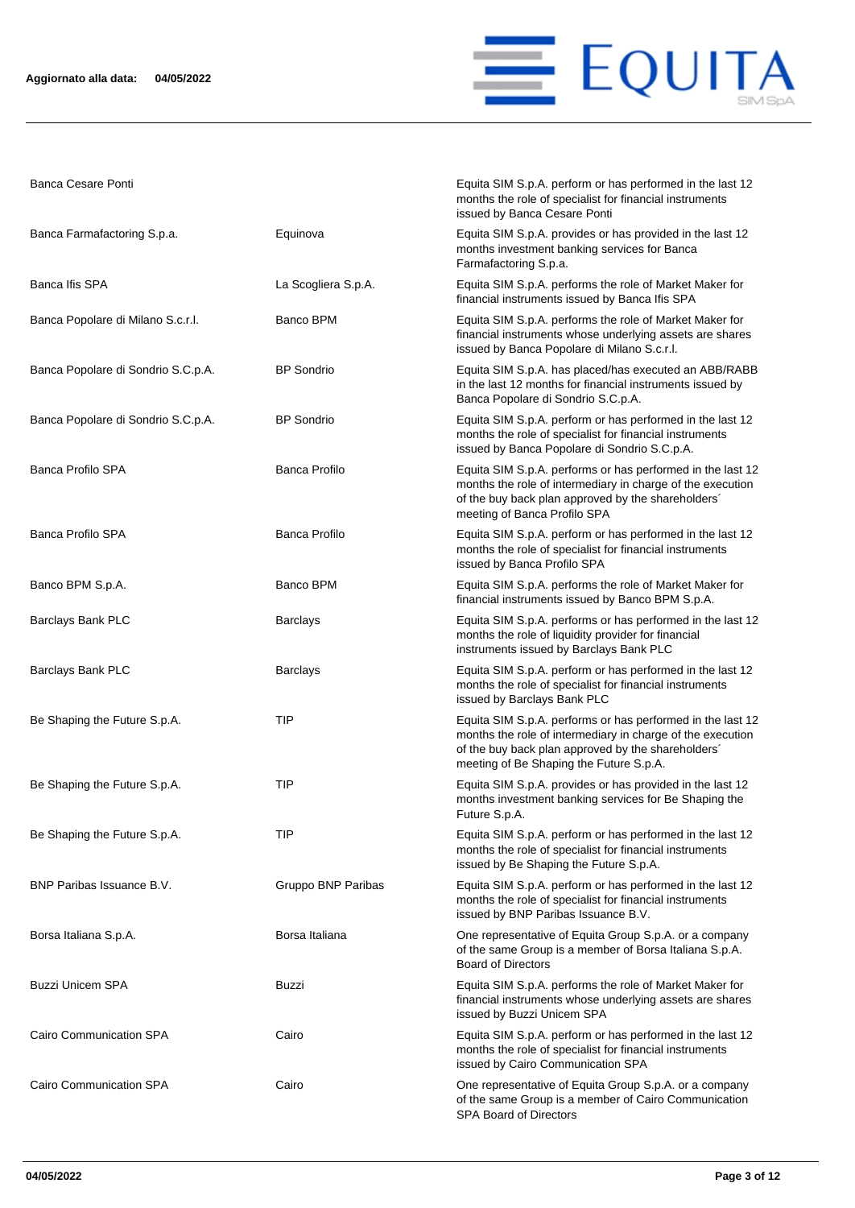| | | |
|---|---|---|
| Banca Cesare Ponti | | Equita SIM S.p.A. perform or has performed in the last 12 months the role of specialist for financial instruments issued by Banca Cesare Ponti |
| Banca Farmafactoring S.p.a. | Equinova | Equita SIM S.p.A. provides or has provided in the last 12 months investment banking services for Banca Farmafactoring S.p.a. |
| Banca Ifis SPA | La Scogliera S.p.A. | Equita SIM S.p.A. performs the role of Market Maker for financial instruments issued by Banca Ifis SPA |
| Banca Popolare di Milano S.c.r.l. | Banco BPM | Equita SIM S.p.A. performs the role of Market Maker for financial instruments whose underlying assets are shares issued by Banca Popolare di Milano S.c.r.l. |
| Banca Popolare di Sondrio S.C.p.A. | BP Sondrio | Equita SIM S.p.A. has placed/has executed an ABB/RABB in the last 12 months for financial instruments issued by Banca Popolare di Sondrio S.C.p.A. |
| Banca Popolare di Sondrio S.C.p.A. | BP Sondrio | Equita SIM S.p.A. perform or has performed in the last 12 months the role of specialist for financial instruments issued by Banca Popolare di Sondrio S.C.p.A. |
| Banca Profilo SPA | Banca Profilo | Equita SIM S.p.A. performs or has performed in the last 12 months the role of intermediary in charge of the execution of the buy back plan approved by the shareholders´ meeting of Banca Profilo SPA |
| Banca Profilo SPA | Banca Profilo | Equita SIM S.p.A. perform or has performed in the last 12 months the role of specialist for financial instruments issued by Banca Profilo SPA |
| Banco BPM S.p.A. | Banco BPM | Equita SIM S.p.A. performs the role of Market Maker for financial instruments issued by Banco BPM S.p.A. |
| Barclays Bank PLC | Barclays | Equita SIM S.p.A. performs or has performed in the last 12 months the role of liquidity provider for financial instruments issued by Barclays Bank PLC |
| Barclays Bank PLC | Barclays | Equita SIM S.p.A. perform or has performed in the last 12 months the role of specialist for financial instruments issued by Barclays Bank PLC |
| Be Shaping the Future S.p.A. | TIP | Equita SIM S.p.A. performs or has performed in the last 12 months the role of intermediary in charge of the execution of the buy back plan approved by the shareholders´ meeting of Be Shaping the Future S.p.A. |
| Be Shaping the Future S.p.A. | TIP | Equita SIM S.p.A. provides or has provided in the last 12 months investment banking services for Be Shaping the Future S.p.A. |
| Be Shaping the Future S.p.A. | TIP | Equita SIM S.p.A. perform or has performed in the last 12 months the role of specialist for financial instruments issued by Be Shaping the Future S.p.A. |
| BNP Paribas Issuance B.V. | Gruppo BNP Paribas | Equita SIM S.p.A. perform or has performed in the last 12 months the role of specialist for financial instruments issued by BNP Paribas Issuance B.V. |
| Borsa Italiana S.p.A. | Borsa Italiana | One representative of Equita Group S.p.A. or a company of the same Group is a member of Borsa Italiana S.p.A. Board of Directors |
| Buzzi Unicem SPA | Buzzi | Equita SIM S.p.A. performs the role of Market Maker for financial instruments whose underlying assets are shares issued by Buzzi Unicem SPA |
| Cairo Communication SPA | Cairo | Equita SIM S.p.A. perform or has performed in the last 12 months the role of specialist for financial instruments issued by Cairo Communication SPA |
| Cairo Communication SPA | Cairo | One representative of Equita Group S.p.A. or a company of the same Group is a member of Cairo Communication SPA Board of Directors |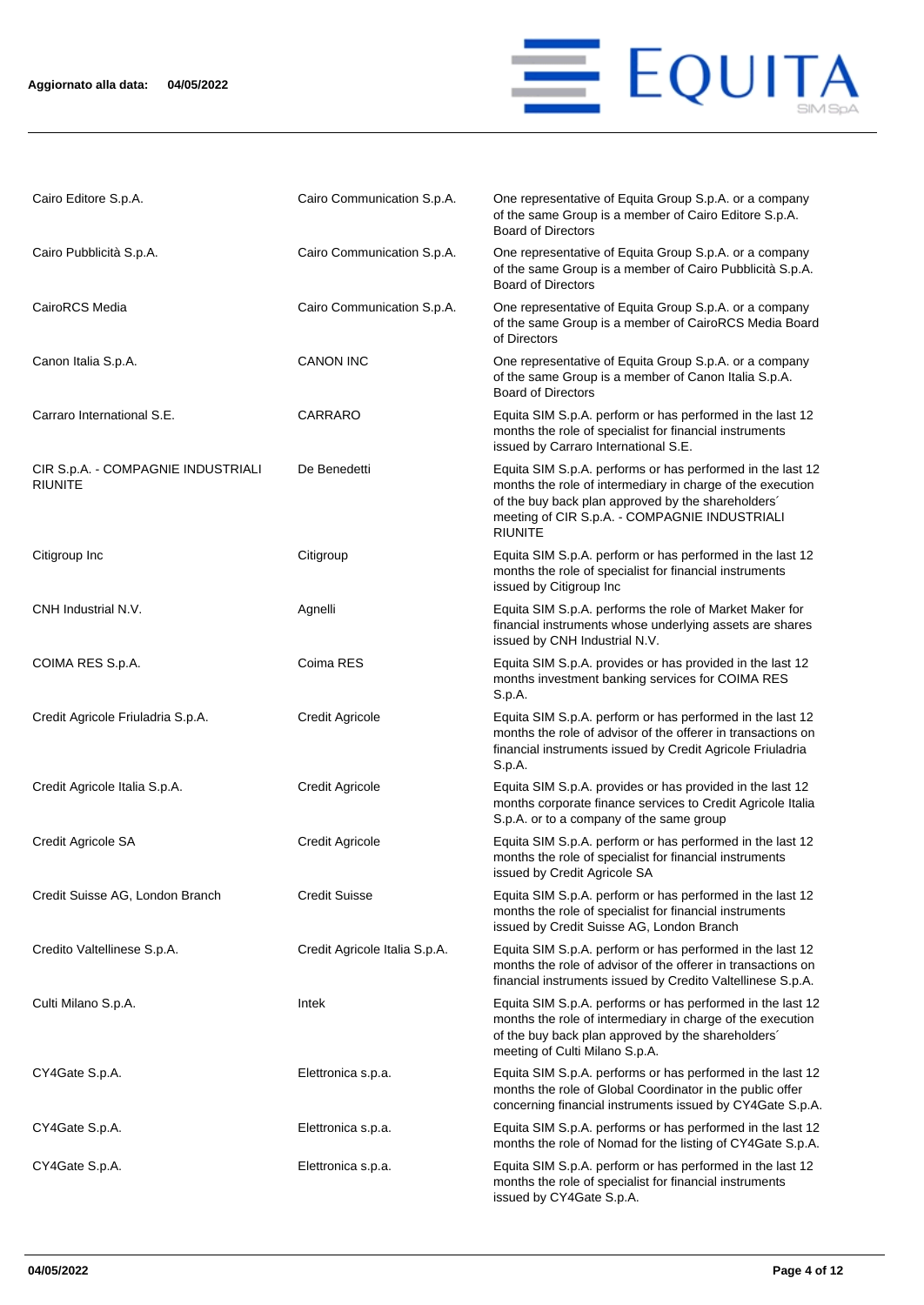| | | |
|---|---|---|
| Cairo Editore S.p.A. | Cairo Communication S.p.A. | One representative of Equita Group S.p.A. or a company of the same Group is a member of Cairo Editore S.p.A. Board of Directors |
| Cairo Pubblicità S.p.A. | Cairo Communication S.p.A. | One representative of Equita Group S.p.A. or a company of the same Group is a member of Cairo Pubblicità S.p.A. Board of Directors |
| CairoRCS Media | Cairo Communication S.p.A. | One representative of Equita Group S.p.A. or a company of the same Group is a member of CairoRCS Media Board of Directors |
| Canon Italia S.p.A. | CANON INC | One representative of Equita Group S.p.A. or a company of the same Group is a member of Canon Italia S.p.A. Board of Directors |
| Carraro International S.E. | CARRARO | Equita SIM S.p.A. perform or has performed in the last 12 months the role of specialist for financial instruments issued by Carraro International S.E. |
| CIR S.p.A. - COMPAGNIE INDUSTRIALI RIUNITE | De Benedetti | Equita SIM S.p.A. performs or has performed in the last 12 months the role of intermediary in charge of the execution of the buy back plan approved by the shareholders´ meeting of CIR S.p.A. - COMPAGNIE INDUSTRIALI RIUNITE |
| Citigroup Inc | Citigroup | Equita SIM S.p.A. perform or has performed in the last 12 months the role of specialist for financial instruments issued by Citigroup Inc |
| CNH Industrial N.V. | Agnelli | Equita SIM S.p.A. performs the role of Market Maker for financial instruments whose underlying assets are shares issued by CNH Industrial N.V. |
| COIMA RES S.p.A. | Coima RES | Equita SIM S.p.A. provides or has provided in the last 12 months investment banking services for COIMA RES S.p.A. |
| Credit Agricole Friuladria S.p.A. | Credit Agricole | Equita SIM S.p.A. perform or has performed in the last 12 months the role of advisor of the offerer in transactions on financial instruments issued by Credit Agricole Friuladria S.p.A. |
| Credit Agricole Italia S.p.A. | Credit Agricole | Equita SIM S.p.A. provides or has provided in the last 12 months corporate finance services to Credit Agricole Italia S.p.A. or to a company of the same group |
| Credit Agricole SA | Credit Agricole | Equita SIM S.p.A. perform or has performed in the last 12 months the role of specialist for financial instruments issued by Credit Agricole SA |
| Credit Suisse AG, London Branch | Credit Suisse | Equita SIM S.p.A. perform or has performed in the last 12 months the role of specialist for financial instruments issued by Credit Suisse AG, London Branch |
| Credito Valtellinese S.p.A. | Credit Agricole Italia S.p.A. | Equita SIM S.p.A. perform or has performed in the last 12 months the role of advisor of the offerer in transactions on financial instruments issued by Credito Valtellinese S.p.A. |
| Culti Milano S.p.A. | Intek | Equita SIM S.p.A. performs or has performed in the last 12 months the role of intermediary in charge of the execution of the buy back plan approved by the shareholders´ meeting of Culti Milano S.p.A. |
| CY4Gate S.p.A. | Elettronica s.p.a. | Equita SIM S.p.A. performs or has performed in the last 12 months the role of Global Coordinator in the public offer concerning financial instruments issued by CY4Gate S.p.A. |
| CY4Gate S.p.A. | Elettronica s.p.a. | Equita SIM S.p.A. performs or has performed in the last 12 months the role of Nomad for the listing of CY4Gate S.p.A. |
| CY4Gate S.p.A. | Elettronica s.p.a. | Equita SIM S.p.A. perform or has performed in the last 12 months the role of specialist for financial instruments issued by CY4Gate S.p.A. |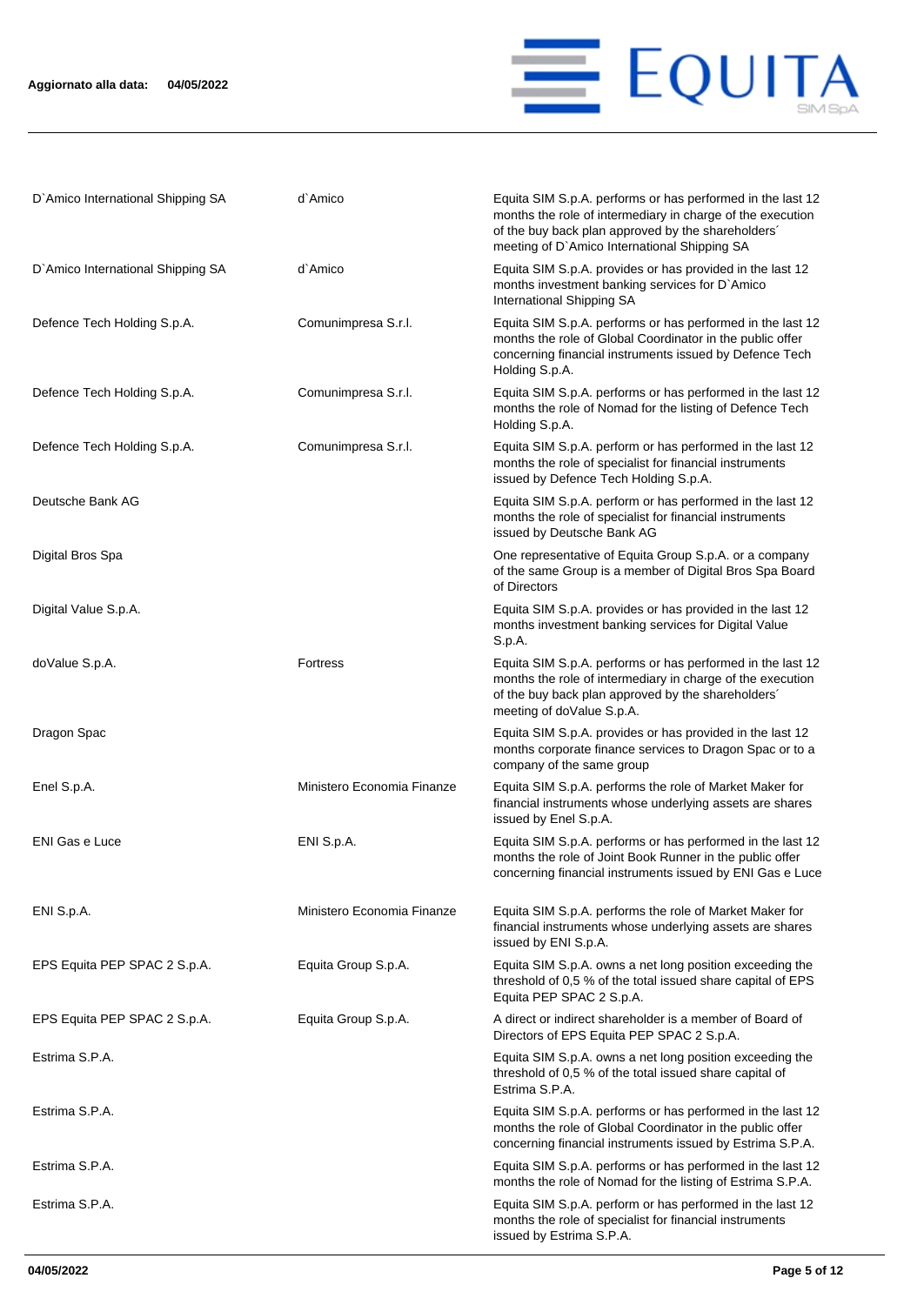| | | |
|---|---|---|
| D`Amico International Shipping SA | d`Amico | Equita SIM S.p.A. performs or has performed in the last 12 months the role of intermediary in charge of the execution of the buy back plan approved by the shareholders´ meeting of D`Amico International Shipping SA |
| D`Amico International Shipping SA | d`Amico | Equita SIM S.p.A. provides or has provided in the last 12 months investment banking services for D`Amico International Shipping SA |
| Defence Tech Holding S.p.A. | Comunimpresa S.r.l. | Equita SIM S.p.A. performs or has performed in the last 12 months the role of Global Coordinator in the public offer concerning financial instruments issued by Defence Tech Holding S.p.A. |
| Defence Tech Holding S.p.A. | Comunimpresa S.r.l. | Equita SIM S.p.A. performs or has performed in the last 12 months the role of Nomad for the listing of Defence Tech Holding S.p.A. |
| Defence Tech Holding S.p.A. | Comunimpresa S.r.l. | Equita SIM S.p.A. perform or has performed in the last 12 months the role of specialist for financial instruments issued by Defence Tech Holding S.p.A. |
| Deutsche Bank AG | | Equita SIM S.p.A. perform or has performed in the last 12 months the role of specialist for financial instruments issued by Deutsche Bank AG |
| Digital Bros Spa | | One representative of Equita Group S.p.A. or a company of the same Group is a member of Digital Bros Spa Board of Directors |
| Digital Value S.p.A. | | Equita SIM S.p.A. provides or has provided in the last 12 months investment banking services for Digital Value S.p.A. |
| doValue S.p.A. | Fortress | Equita SIM S.p.A. performs or has performed in the last 12 months the role of intermediary in charge of the execution of the buy back plan approved by the shareholders´ meeting of doValue S.p.A. |
| Dragon Spac | | Equita SIM S.p.A. provides or has provided in the last 12 months corporate finance services to Dragon Spac or to a company of the same group |
| Enel S.p.A. | Ministero Economia Finanze | Equita SIM S.p.A. performs the role of Market Maker for financial instruments whose underlying assets are shares issued by Enel S.p.A. |
| ENI Gas e Luce | ENI S.p.A. | Equita SIM S.p.A. performs or has performed in the last 12 months the role of Joint Book Runner in the public offer concerning financial instruments issued by ENI Gas e Luce |
| ENI S.p.A. | Ministero Economia Finanze | Equita SIM S.p.A. performs the role of Market Maker for financial instruments whose underlying assets are shares issued by ENI S.p.A. |
| EPS Equita PEP SPAC 2 S.p.A. | Equita Group S.p.A. | Equita SIM S.p.A. owns a net long position exceeding the threshold of 0,5 % of the total issued share capital of EPS Equita PEP SPAC 2 S.p.A. |
| EPS Equita PEP SPAC 2 S.p.A. | Equita Group S.p.A. | A direct or indirect shareholder is a member of Board of Directors of EPS Equita PEP SPAC 2 S.p.A. |
| Estrima S.P.A. | | Equita SIM S.p.A. owns a net long position exceeding the threshold of 0,5 % of the total issued share capital of Estrima S.P.A. |
| Estrima S.P.A. | | Equita SIM S.p.A. performs or has performed in the last 12 months the role of Global Coordinator in the public offer concerning financial instruments issued by Estrima S.P.A. |
| Estrima S.P.A. | | Equita SIM S.p.A. performs or has performed in the last 12 months the role of Nomad for the listing of Estrima S.P.A. |
| Estrima S.P.A. | | Equita SIM S.p.A. perform or has performed in the last 12 months the role of specialist for financial instruments issued by Estrima S.P.A. |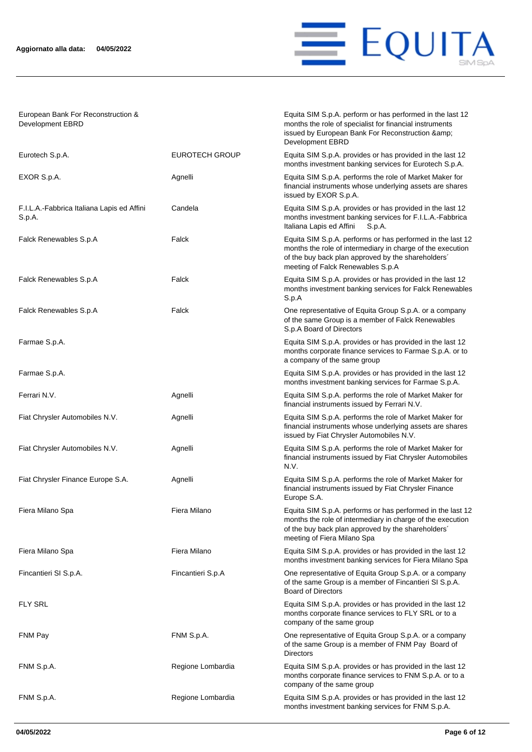| | | |
|---|---|---|
| European Bank For Reconstruction & Development EBRD | | Equita SIM S.p.A. perform or has performed in the last 12 months the role of specialist for financial instruments issued by European Bank For Reconstruction &amp; Development EBRD |
| Eurotech S.p.A. | EUROTECH GROUP | Equita SIM S.p.A. provides or has provided in the last 12 months investment banking services for Eurotech S.p.A. |
| EXOR S.p.A. | Agnelli | Equita SIM S.p.A. performs the role of Market Maker for financial instruments whose underlying assets are shares issued by EXOR S.p.A. |
| F.I.L.A.-Fabbrica Italiana Lapis ed Affini S.p.A. | Candela | Equita SIM S.p.A. provides or has provided in the last 12 months investment banking services for F.I.L.A.-Fabbrica Italiana Lapis ed Affini S.p.A. |
| Falck Renewables S.p.A | Falck | Equita SIM S.p.A. performs or has performed in the last 12 months the role of intermediary in charge of the execution of the buy back plan approved by the shareholders´ meeting of Falck Renewables S.p.A |
| Falck Renewables S.p.A | Falck | Equita SIM S.p.A. provides or has provided in the last 12 months investment banking services for Falck Renewables S.p.A |
| Falck Renewables S.p.A | Falck | One representative of Equita Group S.p.A. or a company of the same Group is a member of Falck Renewables S.p.A Board of Directors |
| Farmae S.p.A. | | Equita SIM S.p.A. provides or has provided in the last 12 months corporate finance services to Farmae S.p.A. or to a company of the same group |
| Farmae S.p.A. | | Equita SIM S.p.A. provides or has provided in the last 12 months investment banking services for Farmae S.p.A. |
| Ferrari N.V. | Agnelli | Equita SIM S.p.A. performs the role of Market Maker for financial instruments issued by Ferrari N.V. |
| Fiat Chrysler Automobiles N.V. | Agnelli | Equita SIM S.p.A. performs the role of Market Maker for financial instruments whose underlying assets are shares issued by Fiat Chrysler Automobiles N.V. |
| Fiat Chrysler Automobiles N.V. | Agnelli | Equita SIM S.p.A. performs the role of Market Maker for financial instruments issued by Fiat Chrysler Automobiles N.V. |
| Fiat Chrysler Finance Europe S.A. | Agnelli | Equita SIM S.p.A. performs the role of Market Maker for financial instruments issued by Fiat Chrysler Finance Europe S.A. |
| Fiera Milano Spa | Fiera Milano | Equita SIM S.p.A. performs or has performed in the last 12 months the role of intermediary in charge of the execution of the buy back plan approved by the shareholders´ meeting of Fiera Milano Spa |
| Fiera Milano Spa | Fiera Milano | Equita SIM S.p.A. provides or has provided in the last 12 months investment banking services for Fiera Milano Spa |
| Fincantieri SI S.p.A. | Fincantieri S.p.A | One representative of Equita Group S.p.A. or a company of the same Group is a member of Fincantieri SI S.p.A. Board of Directors |
| FLY SRL | | Equita SIM S.p.A. provides or has provided in the last 12 months corporate finance services to FLY SRL or to a company of the same group |
| FNM Pay | FNM S.p.A. | One representative of Equita Group S.p.A. or a company of the same Group is a member of FNM Pay Board of Directors |
| FNM S.p.A. | Regione Lombardia | Equita SIM S.p.A. provides or has provided in the last 12 months corporate finance services to FNM S.p.A. or to a company of the same group |
| FNM S.p.A. | Regione Lombardia | Equita SIM S.p.A. provides or has provided in the last 12 months investment banking services for FNM S.p.A. |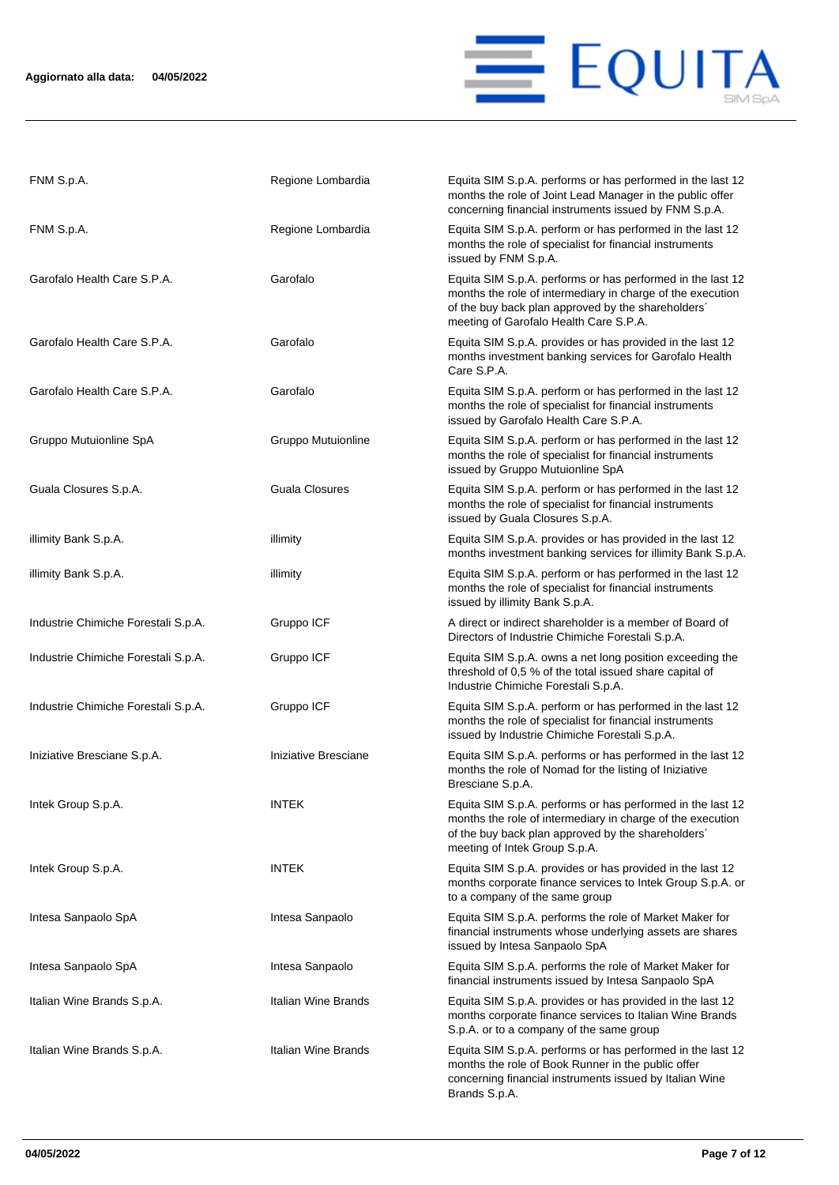| | | |
|---|---|---|
| FNM S.p.A. | Regione Lombardia | Equita SIM S.p.A. performs or has performed in the last 12 months the role of Joint Lead Manager in the public offer concerning financial instruments issued by FNM S.p.A. |
| FNM S.p.A. | Regione Lombardia | Equita SIM S.p.A. perform or has performed in the last 12 months the role of specialist for financial instruments issued by FNM S.p.A. |
| Garofalo Health Care S.P.A. | Garofalo | Equita SIM S.p.A. performs or has performed in the last 12 months the role of intermediary in charge of the execution of the buy back plan approved by the shareholders´ meeting of Garofalo Health Care S.P.A. |
| Garofalo Health Care S.P.A. | Garofalo | Equita SIM S.p.A. provides or has provided in the last 12 months investment banking services for Garofalo Health Care S.P.A. |
| Garofalo Health Care S.P.A. | Garofalo | Equita SIM S.p.A. perform or has performed in the last 12 months the role of specialist for financial instruments issued by Garofalo Health Care S.P.A. |
| Gruppo Mutuionline SpA | Gruppo Mutuionline | Equita SIM S.p.A. perform or has performed in the last 12 months the role of specialist for financial instruments issued by Gruppo Mutuionline SpA |
| Guala Closures S.p.A. | Guala Closures | Equita SIM S.p.A. perform or has performed in the last 12 months the role of specialist for financial instruments issued by Guala Closures S.p.A. |
| illimity Bank S.p.A. | illimity | Equita SIM S.p.A. provides or has provided in the last 12 months investment banking services for illimity Bank S.p.A. |
| illimity Bank S.p.A. | illimity | Equita SIM S.p.A. perform or has performed in the last 12 months the role of specialist for financial instruments issued by illimity Bank S.p.A. |
| Industrie Chimiche Forestali S.p.A. | Gruppo ICF | A direct or indirect shareholder is a member of Board of Directors of Industrie Chimiche Forestali S.p.A. |
| Industrie Chimiche Forestali S.p.A. | Gruppo ICF | Equita SIM S.p.A. owns a net long position exceeding the threshold of 0,5 % of the total issued share capital of Industrie Chimiche Forestali S.p.A. |
| Industrie Chimiche Forestali S.p.A. | Gruppo ICF | Equita SIM S.p.A. perform or has performed in the last 12 months the role of specialist for financial instruments issued by Industrie Chimiche Forestali S.p.A. |
| Iniziative Bresciane S.p.A. | Iniziative Bresciane | Equita SIM S.p.A. performs or has performed in the last 12 months the role of Nomad for the listing of Iniziative Bresciane S.p.A. |
| Intek Group S.p.A. | INTEK | Equita SIM S.p.A. performs or has performed in the last 12 months the role of intermediary in charge of the execution of the buy back plan approved by the shareholders´ meeting of Intek Group S.p.A. |
| Intek Group S.p.A. | INTEK | Equita SIM S.p.A. provides or has provided in the last 12 months corporate finance services to Intek Group S.p.A. or to a company of the same group |
| Intesa Sanpaolo SpA | Intesa Sanpaolo | Equita SIM S.p.A. performs the role of Market Maker for financial instruments whose underlying assets are shares issued by Intesa Sanpaolo SpA |
| Intesa Sanpaolo SpA | Intesa Sanpaolo | Equita SIM S.p.A. performs the role of Market Maker for financial instruments issued by Intesa Sanpaolo SpA |
| Italian Wine Brands S.p.A. | Italian Wine Brands | Equita SIM S.p.A. provides or has provided in the last 12 months corporate finance services to Italian Wine Brands S.p.A. or to a company of the same group |
| Italian Wine Brands S.p.A. | Italian Wine Brands | Equita SIM S.p.A. performs or has performed in the last 12 months the role of Book Runner in the public offer concerning financial instruments issued by Italian Wine Brands S.p.A. |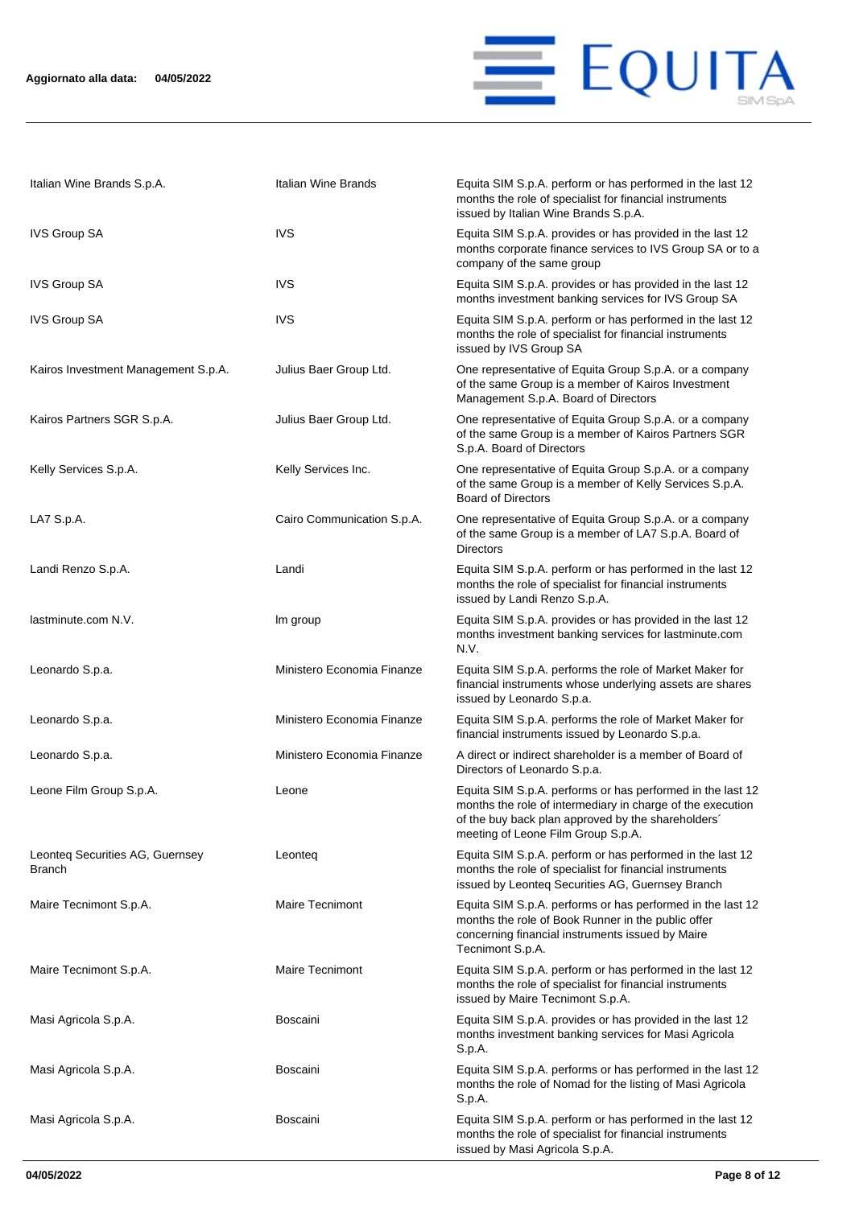| | | |
|---|---|---|
| Italian Wine Brands S.p.A. | Italian Wine Brands | Equita SIM S.p.A. perform or has performed in the last 12 months the role of specialist for financial instruments issued by Italian Wine Brands S.p.A. |
| IVS Group SA | IVS | Equita SIM S.p.A. provides or has provided in the last 12 months corporate finance services to IVS Group SA or to a company of the same group |
| IVS Group SA | IVS | Equita SIM S.p.A. provides or has provided in the last 12 months investment banking services for IVS Group SA |
| IVS Group SA | IVS | Equita SIM S.p.A. perform or has performed in the last 12 months the role of specialist for financial instruments issued by IVS Group SA |
| Kairos Investment Management S.p.A. | Julius Baer Group Ltd. | One representative of Equita Group S.p.A. or a company of the same Group is a member of Kairos Investment Management S.p.A. Board of Directors |
| Kairos Partners SGR S.p.A. | Julius Baer Group Ltd. | One representative of Equita Group S.p.A. or a company of the same Group is a member of Kairos Partners SGR S.p.A. Board of Directors |
| Kelly Services S.p.A. | Kelly Services Inc. | One representative of Equita Group S.p.A. or a company of the same Group is a member of Kelly Services S.p.A. Board of Directors |
| LA7 S.p.A. | Cairo Communication S.p.A. | One representative of Equita Group S.p.A. or a company of the same Group is a member of LA7 S.p.A. Board of Directors |
| Landi Renzo S.p.A. | Landi | Equita SIM S.p.A. perform or has performed in the last 12 months the role of specialist for financial instruments issued by Landi Renzo S.p.A. |
| lastminute.com N.V. | lm group | Equita SIM S.p.A. provides or has provided in the last 12 months investment banking services for lastminute.com N.V. |
| Leonardo S.p.a. | Ministero Economia Finanze | Equita SIM S.p.A. performs the role of Market Maker for financial instruments whose underlying assets are shares issued by Leonardo S.p.a. |
| Leonardo S.p.a. | Ministero Economia Finanze | Equita SIM S.p.A. performs the role of Market Maker for financial instruments issued by Leonardo S.p.a. |
| Leonardo S.p.a. | Ministero Economia Finanze | A direct or indirect shareholder is a member of Board of Directors of Leonardo S.p.a. |
| Leone Film Group S.p.A. | Leone | Equita SIM S.p.A. performs or has performed in the last 12 months the role of intermediary in charge of the execution of the buy back plan approved by the shareholders´ meeting of Leone Film Group S.p.A. |
| Leonteq Securities AG, Guernsey Branch | Leonteq | Equita SIM S.p.A. perform or has performed in the last 12 months the role of specialist for financial instruments issued by Leonteq Securities AG, Guernsey Branch |
| Maire Tecnimont S.p.A. | Maire Tecnimont | Equita SIM S.p.A. performs or has performed in the last 12 months the role of Book Runner in the public offer concerning financial instruments issued by Maire Tecnimont S.p.A. |
| Maire Tecnimont S.p.A. | Maire Tecnimont | Equita SIM S.p.A. perform or has performed in the last 12 months the role of specialist for financial instruments issued by Maire Tecnimont S.p.A. |
| Masi Agricola S.p.A. | Boscaini | Equita SIM S.p.A. provides or has provided in the last 12 months investment banking services for Masi Agricola S.p.A. |
| Masi Agricola S.p.A. | Boscaini | Equita SIM S.p.A. performs or has performed in the last 12 months the role of Nomad for the listing of Masi Agricola S.p.A. |
| Masi Agricola S.p.A. | Boscaini | Equita SIM S.p.A. perform or has performed in the last 12 months the role of specialist for financial instruments issued by Masi Agricola S.p.A. |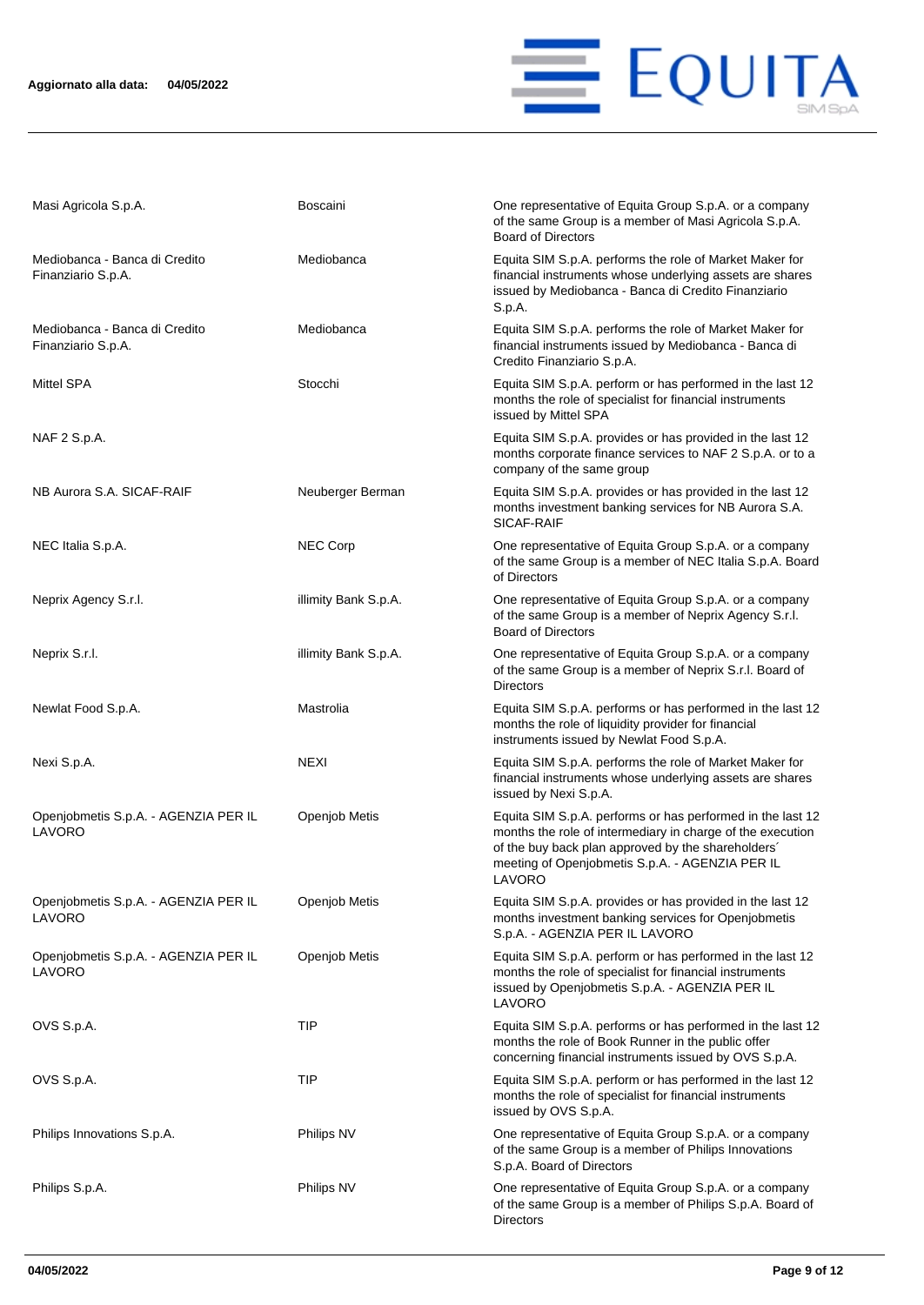| | | |
|---|---|---|
| Masi Agricola S.p.A. | Boscaini | One representative of Equita Group S.p.A. or a company of the same Group is a member of Masi Agricola S.p.A. Board of Directors |
| Mediobanca - Banca di Credito Finanziario S.p.A. | Mediobanca | Equita SIM S.p.A. performs the role of Market Maker for financial instruments whose underlying assets are shares issued by Mediobanca - Banca di Credito Finanziario S.p.A. |
| Mediobanca - Banca di Credito Finanziario S.p.A. | Mediobanca | Equita SIM S.p.A. performs the role of Market Maker for financial instruments issued by Mediobanca - Banca di Credito Finanziario S.p.A. |
| Mittel SPA | Stocchi | Equita SIM S.p.A. perform or has performed in the last 12 months the role of specialist for financial instruments issued by Mittel SPA |
| NAF 2 S.p.A. | | Equita SIM S.p.A. provides or has provided in the last 12 months corporate finance services to NAF 2 S.p.A. or to a company of the same group |
| NB Aurora S.A. SICAF-RAIF | Neuberger Berman | Equita SIM S.p.A. provides or has provided in the last 12 months investment banking services for NB Aurora S.A. SICAF-RAIF |
| NEC Italia S.p.A. | NEC Corp | One representative of Equita Group S.p.A. or a company of the same Group is a member of NEC Italia S.p.A. Board of Directors |
| Neprix Agency S.r.l. | illimity Bank S.p.A. | One representative of Equita Group S.p.A. or a company of the same Group is a member of Neprix Agency S.r.l. Board of Directors |
| Neprix S.r.l. | illimity Bank S.p.A. | One representative of Equita Group S.p.A. or a company of the same Group is a member of Neprix S.r.l. Board of Directors |
| Newlat Food S.p.A. | Mastrolia | Equita SIM S.p.A. performs or has performed in the last 12 months the role of liquidity provider for financial instruments issued by Newlat Food S.p.A. |
| Nexi S.p.A. | NEXI | Equita SIM S.p.A. performs the role of Market Maker for financial instruments whose underlying assets are shares issued by Nexi S.p.A. |
| Openjobmetis S.p.A. - AGENZIA PER IL LAVORO | Openjob Metis | Equita SIM S.p.A. performs or has performed in the last 12 months the role of intermediary in charge of the execution of the buy back plan approved by the shareholders´ meeting of Openjobmetis S.p.A. - AGENZIA PER IL LAVORO |
| Openjobmetis S.p.A. - AGENZIA PER IL LAVORO | Openjob Metis | Equita SIM S.p.A. provides or has provided in the last 12 months investment banking services for Openjobmetis S.p.A. - AGENZIA PER IL LAVORO |
| Openjobmetis S.p.A. - AGENZIA PER IL LAVORO | Openjob Metis | Equita SIM S.p.A. perform or has performed in the last 12 months the role of specialist for financial instruments issued by Openjobmetis S.p.A. - AGENZIA PER IL LAVORO |
| OVS S.p.A. | TIP | Equita SIM S.p.A. performs or has performed in the last 12 months the role of Book Runner in the public offer concerning financial instruments issued by OVS S.p.A. |
| OVS S.p.A. | TIP | Equita SIM S.p.A. perform or has performed in the last 12 months the role of specialist for financial instruments issued by OVS S.p.A. |
| Philips Innovations S.p.A. | Philips NV | One representative of Equita Group S.p.A. or a company of the same Group is a member of Philips Innovations S.p.A. Board of Directors |
| Philips S.p.A. | Philips NV | One representative of Equita Group S.p.A. or a company of the same Group is a member of Philips S.p.A. Board of Directors |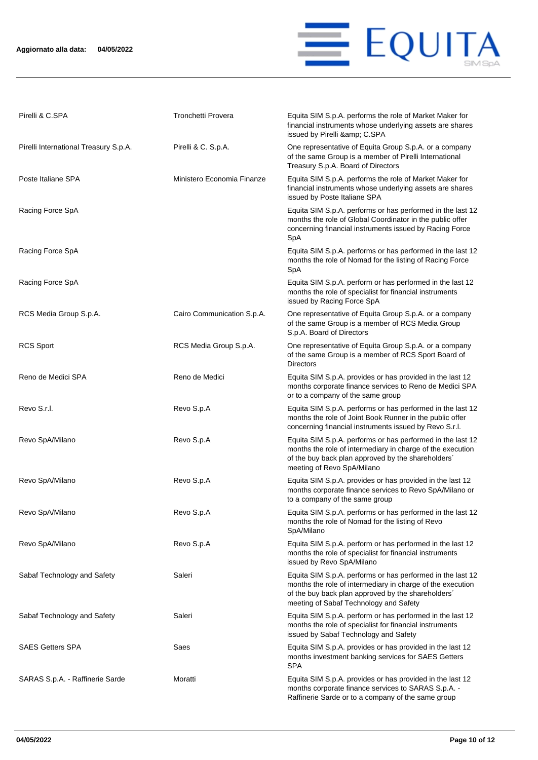| | | |
|---|---|---|
| Pirelli & C.SPA | Tronchetti Provera | Equita SIM S.p.A. performs the role of Market Maker for financial instruments whose underlying assets are shares issued by Pirelli &amp; C.SPA |
| Pirelli International Treasury S.p.A. | Pirelli & C. S.p.A. | One representative of Equita Group S.p.A. or a company of the same Group is a member of Pirelli International Treasury S.p.A. Board of Directors |
| Poste Italiane SPA | Ministero Economia Finanze | Equita SIM S.p.A. performs the role of Market Maker for financial instruments whose underlying assets are shares issued by Poste Italiane SPA |
| Racing Force SpA | | Equita SIM S.p.A. performs or has performed in the last 12 months the role of Global Coordinator in the public offer concerning financial instruments issued by Racing Force SpA |
| Racing Force SpA | | Equita SIM S.p.A. performs or has performed in the last 12 months the role of Nomad for the listing of Racing Force SpA |
| Racing Force SpA | | Equita SIM S.p.A. perform or has performed in the last 12 months the role of specialist for financial instruments issued by Racing Force SpA |
| RCS Media Group S.p.A. | Cairo Communication S.p.A. | One representative of Equita Group S.p.A. or a company of the same Group is a member of RCS Media Group S.p.A. Board of Directors |
| RCS Sport | RCS Media Group S.p.A. | One representative of Equita Group S.p.A. or a company of the same Group is a member of RCS Sport Board of Directors |
| Reno de Medici SPA | Reno de Medici | Equita SIM S.p.A. provides or has provided in the last 12 months corporate finance services to Reno de Medici SPA or to a company of the same group |
| Revo S.r.l. | Revo S.p.A | Equita SIM S.p.A. performs or has performed in the last 12 months the role of Joint Book Runner in the public offer concerning financial instruments issued by Revo S.r.l. |
| Revo SpA/Milano | Revo S.p.A | Equita SIM S.p.A. performs or has performed in the last 12 months the role of intermediary in charge of the execution of the buy back plan approved by the shareholders´ meeting of Revo SpA/Milano |
| Revo SpA/Milano | Revo S.p.A | Equita SIM S.p.A. provides or has provided in the last 12 months corporate finance services to Revo SpA/Milano or to a company of the same group |
| Revo SpA/Milano | Revo S.p.A | Equita SIM S.p.A. performs or has performed in the last 12 months the role of Nomad for the listing of Revo SpA/Milano |
| Revo SpA/Milano | Revo S.p.A | Equita SIM S.p.A. perform or has performed in the last 12 months the role of specialist for financial instruments issued by Revo SpA/Milano |
| Sabaf Technology and Safety | Saleri | Equita SIM S.p.A. performs or has performed in the last 12 months the role of intermediary in charge of the execution of the buy back plan approved by the shareholders´ meeting of Sabaf Technology and Safety |
| Sabaf Technology and Safety | Saleri | Equita SIM S.p.A. perform or has performed in the last 12 months the role of specialist for financial instruments issued by Sabaf Technology and Safety |
| SAES Getters SPA | Saes | Equita SIM S.p.A. provides or has provided in the last 12 months investment banking services for SAES Getters SPA |
| SARAS S.p.A. - Raffinerie Sarde | Moratti | Equita SIM S.p.A. provides or has provided in the last 12 months corporate finance services to SARAS S.p.A. - Raffinerie Sarde or to a company of the same group |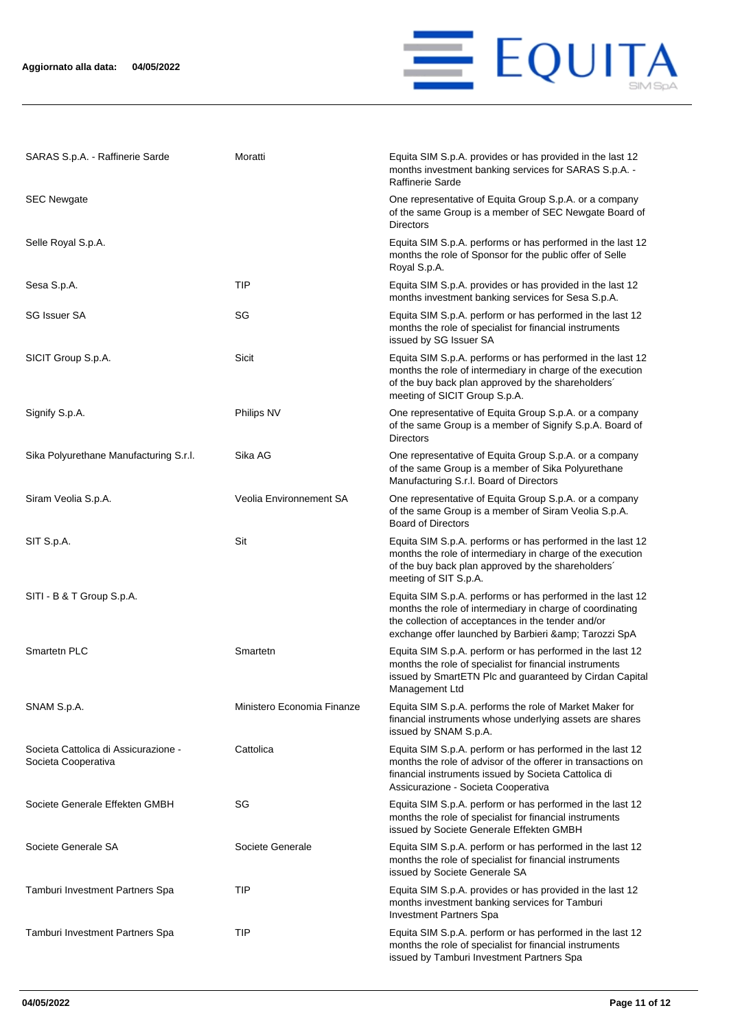| | | |
|---|---|---|
| SARAS S.p.A. - Raffinerie Sarde | Moratti | Equita SIM S.p.A. provides or has provided in the last 12 months investment banking services for SARAS S.p.A. - Raffinerie Sarde |
| SEC Newgate | | One representative of Equita Group S.p.A. or a company of the same Group is a member of SEC Newgate Board of Directors |
| Selle Royal S.p.A. | | Equita SIM S.p.A. performs or has performed in the last 12 months the role of Sponsor for the public offer of Selle Royal S.p.A. |
| Sesa S.p.A. | TIP | Equita SIM S.p.A. provides or has provided in the last 12 months investment banking services for Sesa S.p.A. |
| SG Issuer SA | SG | Equita SIM S.p.A. perform or has performed in the last 12 months the role of specialist for financial instruments issued by SG Issuer SA |
| SICIT Group S.p.A. | Sicit | Equita SIM S.p.A. performs or has performed in the last 12 months the role of intermediary in charge of the execution of the buy back plan approved by the shareholders´ meeting of SICIT Group S.p.A. |
| Signify S.p.A. | Philips NV | One representative of Equita Group S.p.A. or a company of the same Group is a member of Signify S.p.A. Board of Directors |
| Sika Polyurethane Manufacturing S.r.l. | Sika AG | One representative of Equita Group S.p.A. or a company of the same Group is a member of Sika Polyurethane Manufacturing S.r.l. Board of Directors |
| Siram Veolia S.p.A. | Veolia Environnement SA | One representative of Equita Group S.p.A. or a company of the same Group is a member of Siram Veolia S.p.A. Board of Directors |
| SIT S.p.A. | Sit | Equita SIM S.p.A. performs or has performed in the last 12 months the role of intermediary in charge of the execution of the buy back plan approved by the shareholders´ meeting of SIT S.p.A. |
| SITI - B & T Group S.p.A. | | Equita SIM S.p.A. performs or has performed in the last 12 months the role of intermediary in charge of coordinating the collection of acceptances in the tender and/or exchange offer launched by Barbieri &amp; Tarozzi SpA |
| Smartetn PLC | Smartetn | Equita SIM S.p.A. perform or has performed in the last 12 months the role of specialist for financial instruments issued by SmartETN Plc and guaranteed by Cirdan Capital Management Ltd |
| SNAM S.p.A. | Ministero Economia Finanze | Equita SIM S.p.A. performs the role of Market Maker for financial instruments whose underlying assets are shares issued by SNAM S.p.A. |
| Societa Cattolica di Assicurazione - Societa Cooperativa | Cattolica | Equita SIM S.p.A. perform or has performed in the last 12 months the role of advisor of the offerer in transactions on financial instruments issued by Societa Cattolica di Assicurazione - Societa Cooperativa |
| Societe Generale Effekten GMBH | SG | Equita SIM S.p.A. perform or has performed in the last 12 months the role of specialist for financial instruments issued by Societe Generale Effekten GMBH |
| Societe Generale SA | Societe Generale | Equita SIM S.p.A. perform or has performed in the last 12 months the role of specialist for financial instruments issued by Societe Generale SA |
| Tamburi Investment Partners Spa | TIP | Equita SIM S.p.A. provides or has provided in the last 12 months investment banking services for Tamburi Investment Partners Spa |
| Tamburi Investment Partners Spa | TIP | Equita SIM S.p.A. perform or has performed in the last 12 months the role of specialist for financial instruments issued by Tamburi Investment Partners Spa |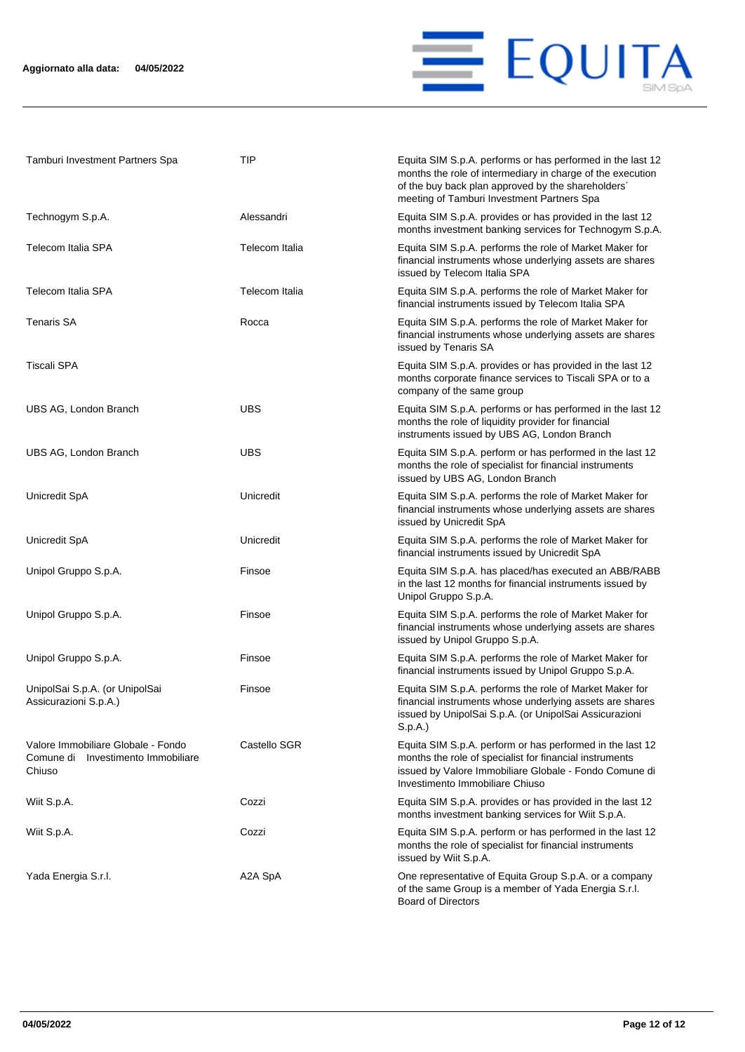| | | |
|---|---|---|
| Tamburi Investment Partners Spa | TIP | Equita SIM S.p.A. performs or has performed in the last 12 months the role of intermediary in charge of the execution of the buy back plan approved by the shareholders´ meeting of Tamburi Investment Partners Spa |
| Technogym S.p.A. | Alessandri | Equita SIM S.p.A. provides or has provided in the last 12 months investment banking services for Technogym S.p.A. |
| Telecom Italia SPA | Telecom Italia | Equita SIM S.p.A. performs the role of Market Maker for financial instruments whose underlying assets are shares issued by Telecom Italia SPA |
| Telecom Italia SPA | Telecom Italia | Equita SIM S.p.A. performs the role of Market Maker for financial instruments issued by Telecom Italia SPA |
| Tenaris SA | Rocca | Equita SIM S.p.A. performs the role of Market Maker for financial instruments whose underlying assets are shares issued by Tenaris SA |
| Tiscali SPA | | Equita SIM S.p.A. provides or has provided in the last 12 months corporate finance services to Tiscali SPA or to a company of the same group |
| UBS AG, London Branch | UBS | Equita SIM S.p.A. performs or has performed in the last 12 months the role of liquidity provider for financial instruments issued by UBS AG, London Branch |
| UBS AG, London Branch | UBS | Equita SIM S.p.A. perform or has performed in the last 12 months the role of specialist for financial instruments issued by UBS AG, London Branch |
| Unicredit SpA | Unicredit | Equita SIM S.p.A. performs the role of Market Maker for financial instruments whose underlying assets are shares issued by Unicredit SpA |
| Unicredit SpA | Unicredit | Equita SIM S.p.A. performs the role of Market Maker for financial instruments issued by Unicredit SpA |
| Unipol Gruppo S.p.A. | Finsoe | Equita SIM S.p.A. has placed/has executed an ABB/RABB in the last 12 months for financial instruments issued by Unipol Gruppo S.p.A. |
| Unipol Gruppo S.p.A. | Finsoe | Equita SIM S.p.A. performs the role of Market Maker for financial instruments whose underlying assets are shares issued by Unipol Gruppo S.p.A. |
| Unipol Gruppo S.p.A. | Finsoe | Equita SIM S.p.A. performs the role of Market Maker for financial instruments issued by Unipol Gruppo S.p.A. |
| UnipolSai S.p.A. (or UnipolSai Assicurazioni S.p.A.) | Finsoe | Equita SIM S.p.A. performs the role of Market Maker for financial instruments whose underlying assets are shares issued by UnipolSai S.p.A. (or UnipolSai Assicurazioni S.p.A.) |
| Valore Immobiliare Globale - Fondo Comune di Investimento Immobiliare Chiuso | Castello SGR | Equita SIM S.p.A. perform or has performed in the last 12 months the role of specialist for financial instruments issued by Valore Immobiliare Globale - Fondo Comune di Investimento Immobiliare Chiuso |
| Wiit S.p.A. | Cozzi | Equita SIM S.p.A. provides or has provided in the last 12 months investment banking services for Wiit S.p.A. |
| Wiit S.p.A. | Cozzi | Equita SIM S.p.A. perform or has performed in the last 12 months the role of specialist for financial instruments issued by Wiit S.p.A. |
| Yada Energia S.r.l. | A2A SpA | One representative of Equita Group S.p.A. or a company of the same Group is a member of Yada Energia S.r.l. Board of Directors |